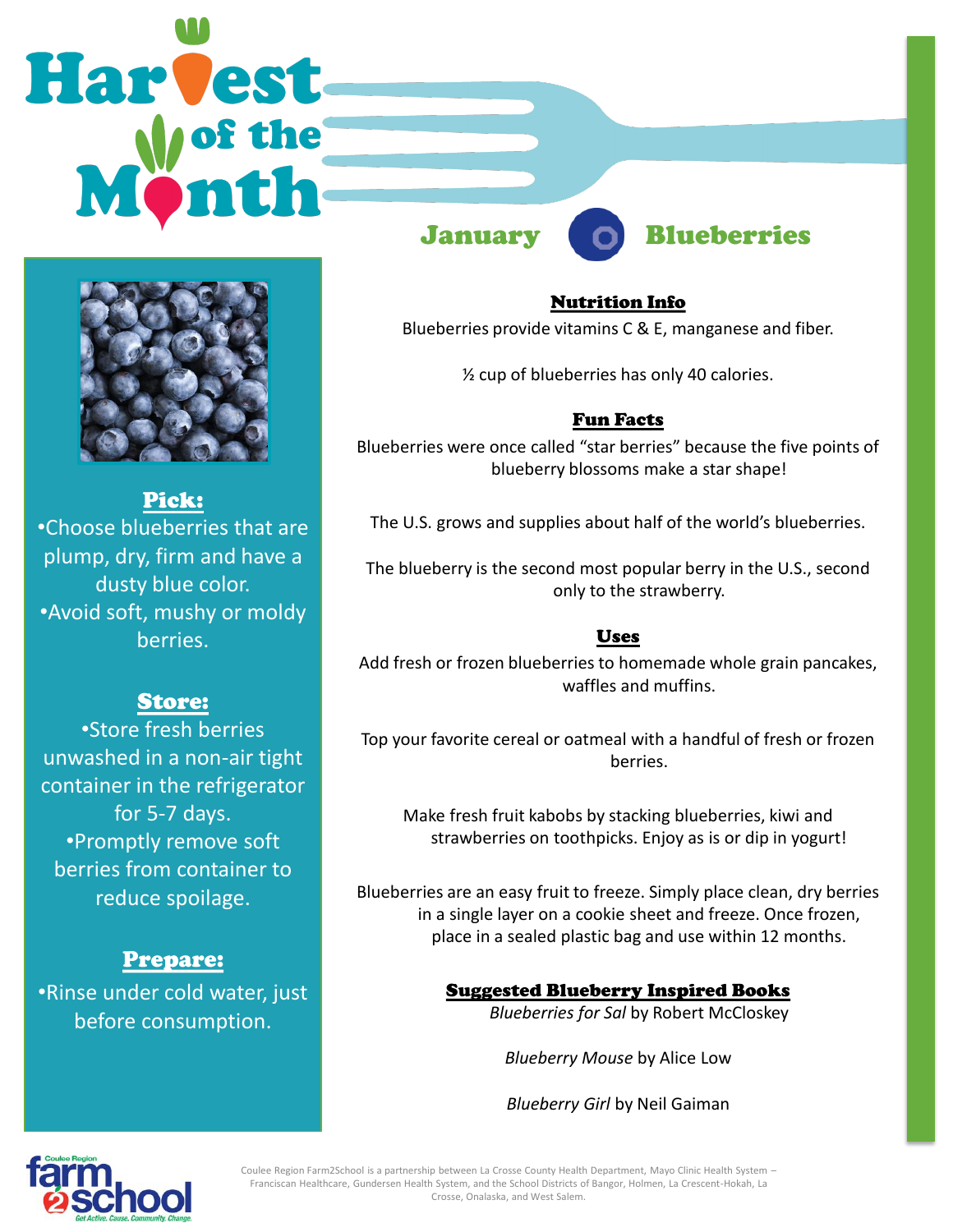# Harvest of the Month

## January — Blueberries

### Pick:

- Choose blueberries that are plump, dry, firm and have a dusty blue color.
- Avoid soft, mushy or moldy berries.

### Store:

- Store fresh berries unwashed in a non-air tight container in the refrigerator for 5-7 days.
- Promptly remove soft berries from container to reduce spoilage.

### Prepare:

- Rinse under cold water, just before consumption.

### Nutrition Info

Blueberries provide vitamins C & E, manganese and fiber.

½ cup of blueberries has only 40 calories.

### Fun Facts

Blueberries were once called "star berries" because the five points of blueberry blossoms make a star shape!

The U.S. grows and supplies about half of the world's blueberries.

The blueberry is the second most popular berry in the U.S., second only to the strawberry.

### Uses

Add fresh or frozen blueberries to homemade whole grain pancakes, waffles and muffins.

Top your favorite cereal or oatmeal with a handful of fresh or frozen berries.

Make fresh fruit kabobs by stacking blueberries, kiwi and strawberries on toothpicks. Enjoy as is or dip in yogurt!

Blueberries are an easy fruit to freeze. Simply place clean, dry berries in a single layer on a cookie sheet and freeze. Once frozen, place in a sealed plastic bag and use within 12 months.

### Suggested Blueberry Inspired Books

*Blueberries for Sal* by Robert McCloskey

*Blueberry Mouse* by Alice Low

*Blueberry Girl* by Neil Gaiman

Coulee Region Farm2School — Get Active. Cause. Community. Change.

Coulee Region Farm2School is a partnership between La Crosse County Health Department, Mayo Clinic Health System – Franciscan Healthcare, Gundersen Health System, and the School Districts of Bangor, Holmen, La Crescent-Hokah, La Crosse, Onalaska, and West Salem.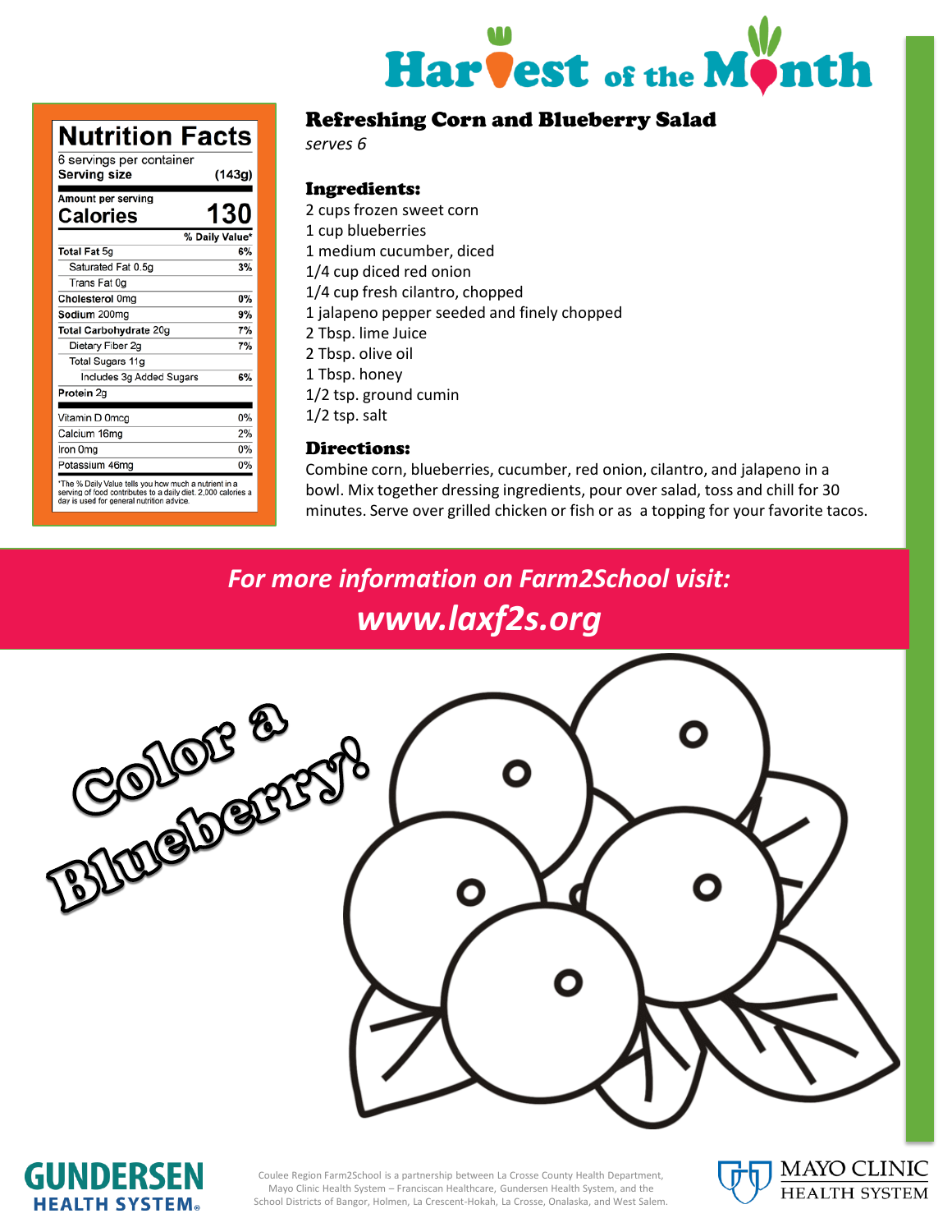# Harvest of the Month

| Nutrition Facts | |
|---|---|
| 6 servings per container | |
| **Serving size** | **(143g)** |
| **Amount per serving** | |
| **Calories** | **130** |
| | **% Daily Value*** |
| **Total Fat** 5g | **6%** |
| Saturated Fat 0.5g | **3%** |
| Trans Fat 0g | |
| **Cholesterol** 0mg | **0%** |
| **Sodium** 200mg | **9%** |
| **Total Carbohydrate** 20g | **7%** |
| Dietary Fiber 2g | **7%** |
| Total Sugars 11g | |
| Includes 3g Added Sugars | **6%** |
| **Protein** 2g | |
| Vitamin D 0mcg | 0% |
| Calcium 16mg | 2% |
| Iron 0mg | 0% |
| Potassium 46mg | 0% |

*The % Daily Value tells you how much a nutrient in a serving of food contributes to a daily diet. 2,000 calories a day is used for general nutrition advice.

## Refreshing Corn and Blueberry Salad

*serves 6*

### Ingredients:

2 cups frozen sweet corn
1 cup blueberries
1 medium cucumber, diced
1/4 cup diced red onion
1/4 cup fresh cilantro, chopped
1 jalapeno pepper seeded and finely chopped
2 Tbsp. lime Juice
2 Tbsp. olive oil
1 Tbsp. honey
1/2 tsp. ground cumin
1/2 tsp. salt

### Directions:

Combine corn, blueberries, cucumber, red onion, cilantro, and jalapeno in a bowl. Mix together dressing ingredients, pour over salad, toss and chill for 30 minutes. Serve over grilled chicken or fish or as a topping for your favorite tacos.

***For more information on Farm2School visit:***
***www.laxf2s.org***

Color a Blueberry!

GUNDERSEN HEALTH SYSTEM

Coulee Region Farm2School is a partnership between La Crosse County Health Department, Mayo Clinic Health System – Franciscan Healthcare, Gundersen Health System, and the School Districts of Bangor, Holmen, La Crescent-Hokah, La Crosse, Onalaska, and West Salem.

MAYO CLINIC HEALTH SYSTEM